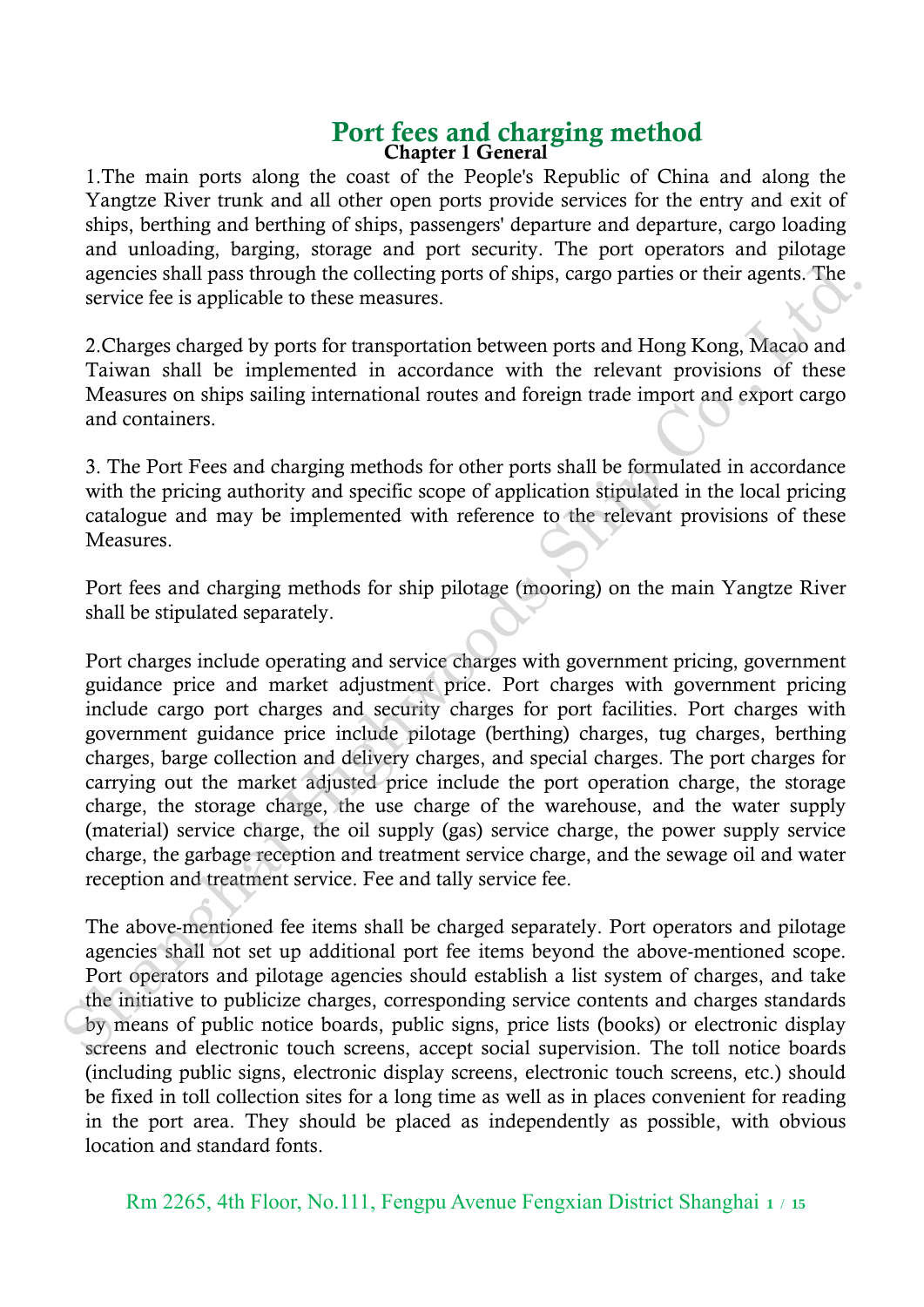# Port fees and charging method

## Chapter 1 General

1.The main ports along the coast of the People's Republic of China and along the Yangtze River trunk and all other open ports provide services for the entry and exit of ships, berthing and berthing of ships, passengers' departure and departure, cargo loading and unloading, barging, storage and port security. The port operators and pilotage agencies shall pass through the collecting ports of ships, cargo parties or their agents. The service fee is applicable to these measures.

2.Charges charged by ports for transportation between ports and Hong Kong, Macao and Taiwan shall be implemented in accordance with the relevant provisions of these Measures on ships sailing international routes and foreign trade import and export cargo and containers.

3. The Port Fees and charging methods for other ports shall be formulated in accordance with the pricing authority and specific scope of application stipulated in the local pricing catalogue and may be implemented with reference to the relevant provisions of these Measures.

Port fees and charging methods for ship pilotage (mooring) on the main Yangtze River shall be stipulated separately.

Port charges include operating and service charges with government pricing, government guidance price and market adjustment price. Port charges with government pricing include cargo port charges and security charges for port facilities. Port charges with government guidance price include pilotage (berthing) charges, tug charges, berthing charges, barge collection and delivery charges, and special charges. The port charges for carrying out the market adjusted price include the port operation charge, the storage charge, the storage charge, the use charge of the warehouse, and the water supply (material) service charge, the oil supply (gas) service charge, the power supply service charge, the garbage reception and treatment service charge, and the sewage oil and water reception and treatment service. Fee and tally service fee.

The above-mentioned fee items shall be charged separately. Port operators and pilotage agencies shall not set up additional port fee items beyond the above-mentioned scope. Port operators and pilotage agencies should establish a list system of charges, and take the initiative to publicize charges, corresponding service contents and charges standards by means of public notice boards, public signs, price lists (books) or electronic display screens and electronic touch screens, accept social supervision. The toll notice boards (including public signs, electronic display screens, electronic touch screens, etc.) should be fixed in toll collection sites for a long time as well as in places convenient for reading in the port area. They should be placed as independently as possible, with obvious location and standard fonts.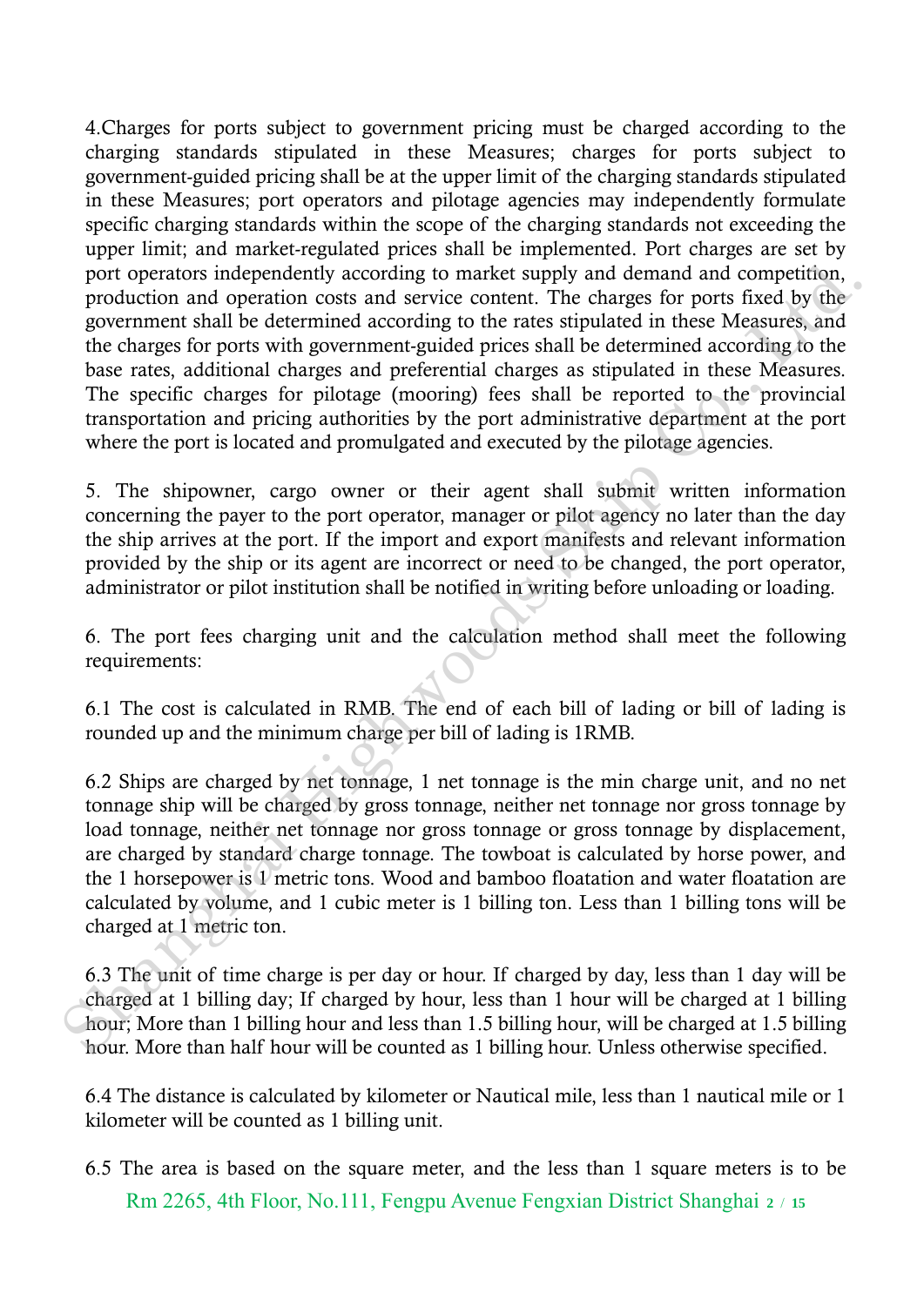4.Charges for ports subject to government pricing must be charged according to the charging standards stipulated in these Measures; charges for ports subject to government-guided pricing shall be at the upper limit of the charging standards stipulated in these Measures; port operators and pilotage agencies may independently formulate specific charging standards within the scope of the charging standards not exceeding the upper limit; and market-regulated prices shall be implemented. Port charges are set by port operators independently according to market supply and demand and competition, production and operation costs and service content. The charges for ports fixed by the government shall be determined according to the rates stipulated in these Measures, and the charges for ports with government-guided prices shall be determined according to the base rates, additional charges and preferential charges as stipulated in these Measures. The specific charges for pilotage (mooring) fees shall be reported to the provincial transportation and pricing authorities by the port administrative department at the port where the port is located and promulgated and executed by the pilotage agencies.

5. The shipowner, cargo owner or their agent shall submit written information concerning the payer to the port operator, manager or pilot agency no later than the day the ship arrives at the port. If the import and export manifests and relevant information provided by the ship or its agent are incorrect or need to be changed, the port operator, administrator or pilot institution shall be notified in writing before unloading or loading.

6. The port fees charging unit and the calculation method shall meet the following requirements:

6.1 The cost is calculated in RMB. The end of each bill of lading or bill of lading is rounded up and the minimum charge per bill of lading is 1RMB.

6.2 Ships are charged by net tonnage, 1 net tonnage is the min charge unit, and no net tonnage ship will be charged by gross tonnage, neither net tonnage nor gross tonnage by load tonnage, neither net tonnage nor gross tonnage or gross tonnage by displacement, are charged by standard charge tonnage. The towboat is calculated by horse power, and the 1 horsepower is 1 metric tons. Wood and bamboo floatation and water floatation are calculated by volume, and 1 cubic meter is 1 billing ton. Less than 1 billing tons will be charged at 1 metric ton.

6.3 The unit of time charge is per day or hour. If charged by day, less than 1 day will be charged at 1 billing day; If charged by hour, less than 1 hour will be charged at 1 billing hour; More than 1 billing hour and less than 1.5 billing hour, will be charged at 1.5 billing hour. More than half hour will be counted as 1 billing hour. Unless otherwise specified.

6.4 The distance is calculated by kilometer or Nautical mile, less than 1 nautical mile or 1 kilometer will be counted as 1 billing unit.

6.5 The area is based on the square meter, and the less than 1 square meters is to be

Rm 2265, 4th Floor, No.111, Fengpu Avenue Fengxian District Shanghai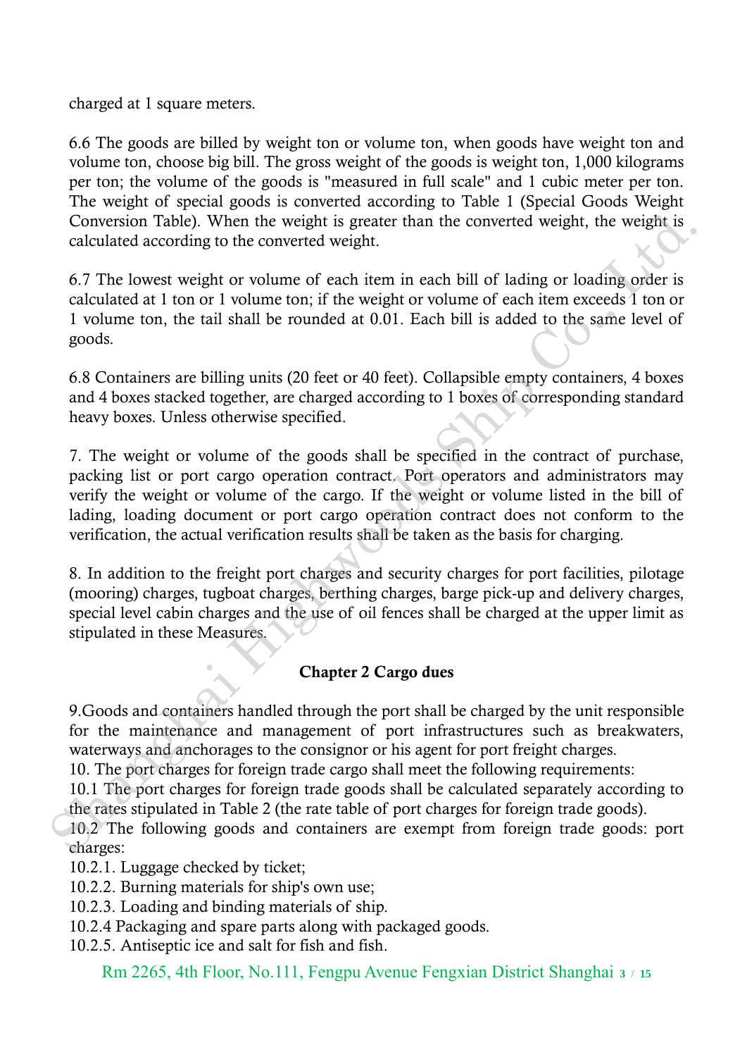charged at 1 square meters.

6.6 The goods are billed by weight ton or volume ton, when goods have weight ton and volume ton, choose big bill. The gross weight of the goods is weight ton, 1,000 kilograms per ton; the volume of the goods is "measured in full scale" and 1 cubic meter per ton. The weight of special goods is converted according to Table 1 (Special Goods Weight Conversion Table). When the weight is greater than the converted weight, the weight is calculated according to the converted weight.

6.7 The lowest weight or volume of each item in each bill of lading or loading order is calculated at 1 ton or 1 volume ton; if the weight or volume of each item exceeds 1 ton or 1 volume ton, the tail shall be rounded at 0.01. Each bill is added to the same level of goods.

6.8 Containers are billing units (20 feet or 40 feet). Collapsible empty containers, 4 boxes and 4 boxes stacked together, are charged according to 1 boxes of corresponding standard heavy boxes. Unless otherwise specified.

7. The weight or volume of the goods shall be specified in the contract of purchase, packing list or port cargo operation contract. Port operators and administrators may verify the weight or volume of the cargo. If the weight or volume listed in the bill of lading, loading document or port cargo operation contract does not conform to the verification, the actual verification results shall be taken as the basis for charging.

8. In addition to the freight port charges and security charges for port facilities, pilotage (mooring) charges, tugboat charges, berthing charges, barge pick-up and delivery charges, special level cabin charges and the use of oil fences shall be charged at the upper limit as stipulated in these Measures.

## Chapter 2 Cargo dues

9.Goods and containers handled through the port shall be charged by the unit responsible for the maintenance and management of port infrastructures such as breakwaters, waterways and anchorages to the consignor or his agent for port freight charges.

10. The port charges for foreign trade cargo shall meet the following requirements:

10.1 The port charges for foreign trade goods shall be calculated separately according to the rates stipulated in Table 2 (the rate table of port charges for foreign trade goods).

10.2 The following goods and containers are exempt from foreign trade goods: port charges:

10.2.1. Luggage checked by ticket;

10.2.2. Burning materials for ship's own use;

10.2.3. Loading and binding materials of ship.

10.2.4 Packaging and spare parts along with packaged goods.

10.2.5. Antiseptic ice and salt for fish and fish.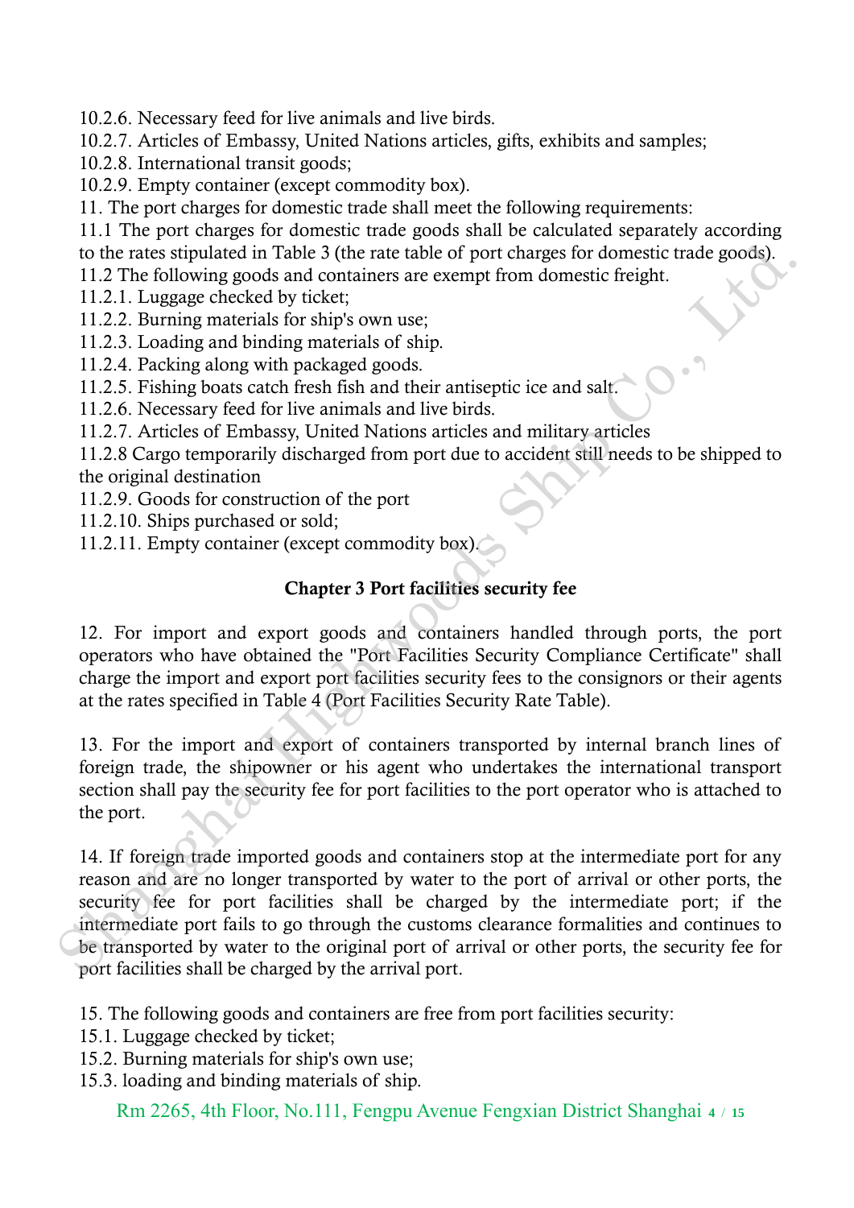10.2.6. Necessary feed for live animals and live birds.
10.2.7. Articles of Embassy, United Nations articles, gifts, exhibits and samples;
10.2.8. International transit goods;
10.2.9. Empty container (except commodity box).
11. The port charges for domestic trade shall meet the following requirements:
11.1 The port charges for domestic trade goods shall be calculated separately according to the rates stipulated in Table 3 (the rate table of port charges for domestic trade goods).
11.2 The following goods and containers are exempt from domestic freight.
11.2.1. Luggage checked by ticket;
11.2.2. Burning materials for ship's own use;
11.2.3. Loading and binding materials of ship.
11.2.4. Packing along with packaged goods.
11.2.5. Fishing boats catch fresh fish and their antiseptic ice and salt.
11.2.6. Necessary feed for live animals and live birds.
11.2.7. Articles of Embassy, United Nations articles and military articles
11.2.8 Cargo temporarily discharged from port due to accident still needs to be shipped to the original destination
11.2.9. Goods for construction of the port
11.2.10. Ships purchased or sold;
11.2.11. Empty container (except commodity box).

## Chapter 3 Port facilities security fee

12. For import and export goods and containers handled through ports, the port operators who have obtained the "Port Facilities Security Compliance Certificate" shall charge the import and export port facilities security fees to the consignors or their agents at the rates specified in Table 4 (Port Facilities Security Rate Table).

13. For the import and export of containers transported by internal branch lines of foreign trade, the shipowner or his agent who undertakes the international transport section shall pay the security fee for port facilities to the port operator who is attached to the port.

14. If foreign trade imported goods and containers stop at the intermediate port for any reason and are no longer transported by water to the port of arrival or other ports, the security fee for port facilities shall be charged by the intermediate port; if the intermediate port fails to go through the customs clearance formalities and continues to be transported by water to the original port of arrival or other ports, the security fee for port facilities shall be charged by the arrival port.

15. The following goods and containers are free from port facilities security:
15.1. Luggage checked by ticket;
15.2. Burning materials for ship's own use;
15.3. loading and binding materials of ship.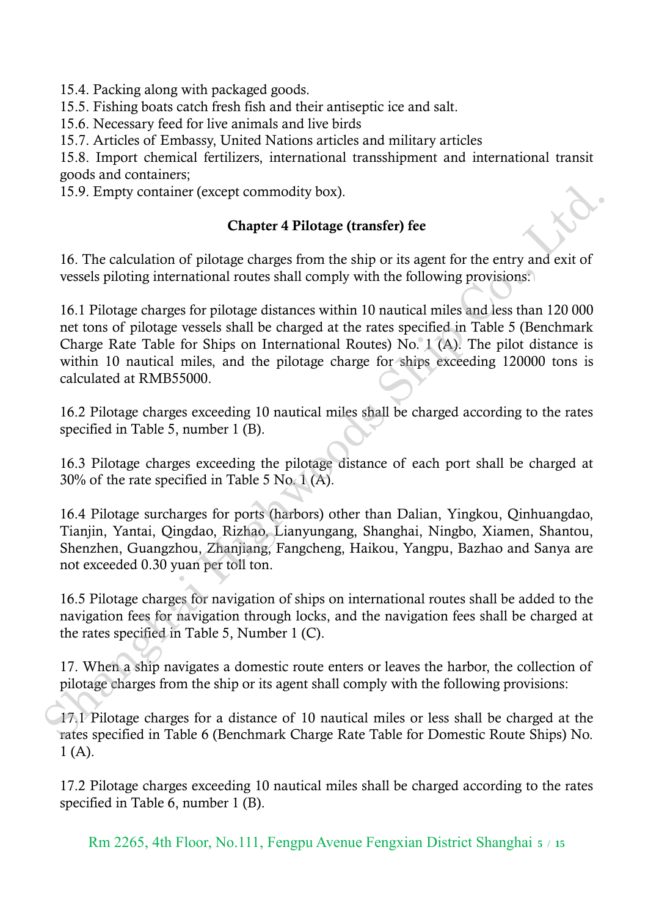15.4. Packing along with packaged goods.
15.5. Fishing boats catch fresh fish and their antiseptic ice and salt.
15.6. Necessary feed for live animals and live birds
15.7. Articles of Embassy, United Nations articles and military articles
15.8. Import chemical fertilizers, international transshipment and international transit goods and containers;
15.9. Empty container (except commodity box).

## Chapter 4 Pilotage (transfer) fee

16. The calculation of pilotage charges from the ship or its agent for the entry and exit of vessels piloting international routes shall comply with the following provisions:

16.1 Pilotage charges for pilotage distances within 10 nautical miles and less than 120 000 net tons of pilotage vessels shall be charged at the rates specified in Table 5 (Benchmark Charge Rate Table for Ships on International Routes) No. 1 (A). The pilot distance is within 10 nautical miles, and the pilotage charge for ships exceeding 120000 tons is calculated at RMB55000.

16.2 Pilotage charges exceeding 10 nautical miles shall be charged according to the rates specified in Table 5, number 1 (B).

16.3 Pilotage charges exceeding the pilotage distance of each port shall be charged at 30% of the rate specified in Table 5 No. 1 (A).

16.4 Pilotage surcharges for ports (harbors) other than Dalian, Yingkou, Qinhuangdao, Tianjin, Yantai, Qingdao, Rizhao, Lianyungang, Shanghai, Ningbo, Xiamen, Shantou, Shenzhen, Guangzhou, Zhanjiang, Fangcheng, Haikou, Yangpu, Bazhao and Sanya are not exceeded 0.30 yuan per toll ton.

16.5 Pilotage charges for navigation of ships on international routes shall be added to the navigation fees for navigation through locks, and the navigation fees shall be charged at the rates specified in Table 5, Number 1 (C).

17. When a ship navigates a domestic route enters or leaves the harbor, the collection of pilotage charges from the ship or its agent shall comply with the following provisions:

17.1 Pilotage charges for a distance of 10 nautical miles or less shall be charged at the rates specified in Table 6 (Benchmark Charge Rate Table for Domestic Route Ships) No. 1 (A).

17.2 Pilotage charges exceeding 10 nautical miles shall be charged according to the rates specified in Table 6, number 1 (B).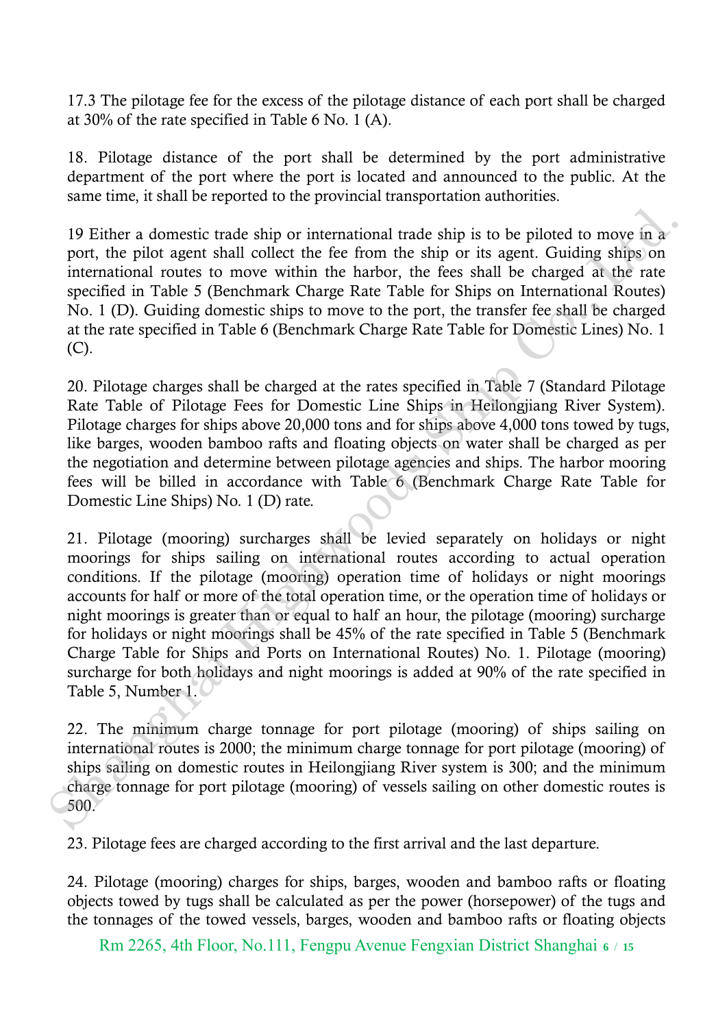17.3 The pilotage fee for the excess of the pilotage distance of each port shall be charged at 30% of the rate specified in Table 6 No. 1 (A).

18. Pilotage distance of the port shall be determined by the port administrative department of the port where the port is located and announced to the public. At the same time, it shall be reported to the provincial transportation authorities.

19 Either a domestic trade ship or international trade ship is to be piloted to move in a port, the pilot agent shall collect the fee from the ship or its agent. Guiding ships on international routes to move within the harbor, the fees shall be charged at the rate specified in Table 5 (Benchmark Charge Rate Table for Ships on International Routes) No. 1 (D). Guiding domestic ships to move to the port, the transfer fee shall be charged at the rate specified in Table 6 (Benchmark Charge Rate Table for Domestic Lines) No. 1 (C).

20. Pilotage charges shall be charged at the rates specified in Table 7 (Standard Pilotage Rate Table of Pilotage Fees for Domestic Line Ships in Heilongjiang River System). Pilotage charges for ships above 20,000 tons and for ships above 4,000 tons towed by tugs, like barges, wooden bamboo rafts and floating objects on water shall be charged as per the negotiation and determine between pilotage agencies and ships. The harbor mooring fees will be billed in accordance with Table 6 (Benchmark Charge Rate Table for Domestic Line Ships) No. 1 (D) rate.

21. Pilotage (mooring) surcharges shall be levied separately on holidays or night moorings for ships sailing on international routes according to actual operation conditions. If the pilotage (mooring) operation time of holidays or night moorings accounts for half or more of the total operation time, or the operation time of holidays or night moorings is greater than or equal to half an hour, the pilotage (mooring) surcharge for holidays or night moorings shall be 45% of the rate specified in Table 5 (Benchmark Charge Table for Ships and Ports on International Routes) No. 1. Pilotage (mooring) surcharge for both holidays and night moorings is added at 90% of the rate specified in Table 5, Number 1.

22. The minimum charge tonnage for port pilotage (mooring) of ships sailing on international routes is 2000; the minimum charge tonnage for port pilotage (mooring) of ships sailing on domestic routes in Heilongjiang River system is 300; and the minimum charge tonnage for port pilotage (mooring) of vessels sailing on other domestic routes is 500.

23. Pilotage fees are charged according to the first arrival and the last departure.

24. Pilotage (mooring) charges for ships, barges, wooden and bamboo rafts or floating objects towed by tugs shall be calculated as per the power (horsepower) of the tugs and the tonnages of the towed vessels, barges, wooden and bamboo rafts or floating objects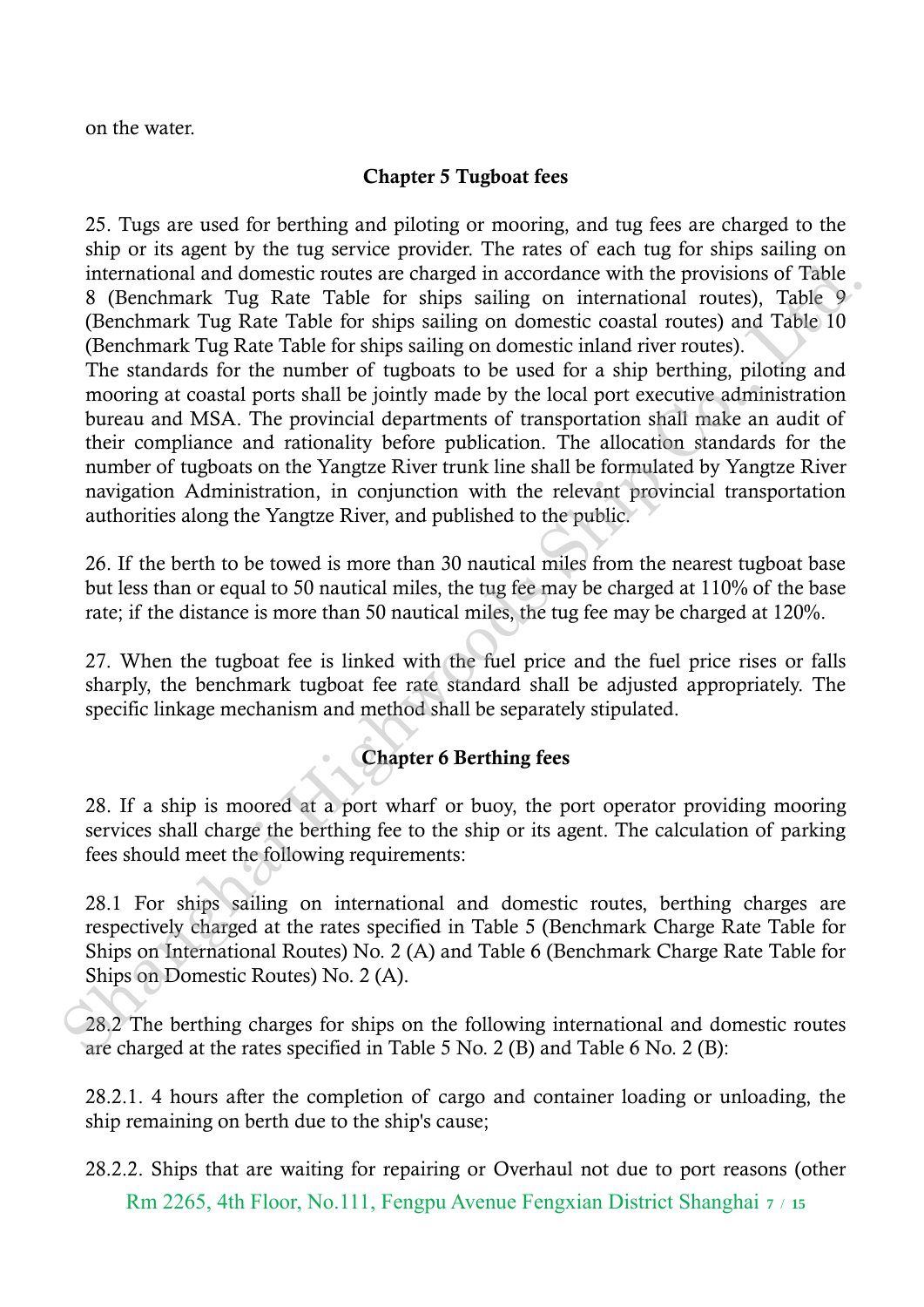on the water.

## Chapter 5 Tugboat fees

25. Tugs are used for berthing and piloting or mooring, and tug fees are charged to the ship or its agent by the tug service provider. The rates of each tug for ships sailing on international and domestic routes are charged in accordance with the provisions of Table 8 (Benchmark Tug Rate Table for ships sailing on international routes), Table 9 (Benchmark Tug Rate Table for ships sailing on domestic coastal routes) and Table 10 (Benchmark Tug Rate Table for ships sailing on domestic inland river routes).
The standards for the number of tugboats to be used for a ship berthing, piloting and mooring at coastal ports shall be jointly made by the local port executive administration bureau and MSA. The provincial departments of transportation shall make an audit of their compliance and rationality before publication. The allocation standards for the number of tugboats on the Yangtze River trunk line shall be formulated by Yangtze River navigation Administration, in conjunction with the relevant provincial transportation authorities along the Yangtze River, and published to the public.

26. If the berth to be towed is more than 30 nautical miles from the nearest tugboat base but less than or equal to 50 nautical miles, the tug fee may be charged at 110% of the base rate; if the distance is more than 50 nautical miles, the tug fee may be charged at 120%.

27. When the tugboat fee is linked with the fuel price and the fuel price rises or falls sharply, the benchmark tugboat fee rate standard shall be adjusted appropriately. The specific linkage mechanism and method shall be separately stipulated.

## Chapter 6 Berthing fees

28. If a ship is moored at a port wharf or buoy, the port operator providing mooring services shall charge the berthing fee to the ship or its agent. The calculation of parking fees should meet the following requirements:

28.1 For ships sailing on international and domestic routes, berthing charges are respectively charged at the rates specified in Table 5 (Benchmark Charge Rate Table for Ships on International Routes) No. 2 (A) and Table 6 (Benchmark Charge Rate Table for Ships on Domestic Routes) No. 2 (A).

28.2 The berthing charges for ships on the following international and domestic routes are charged at the rates specified in Table 5 No. 2 (B) and Table 6 No. 2 (B):

28.2.1. 4 hours after the completion of cargo and container loading or unloading, the ship remaining on berth due to the ship's cause;

28.2.2. Ships that are waiting for repairing or Overhaul not due to port reasons (other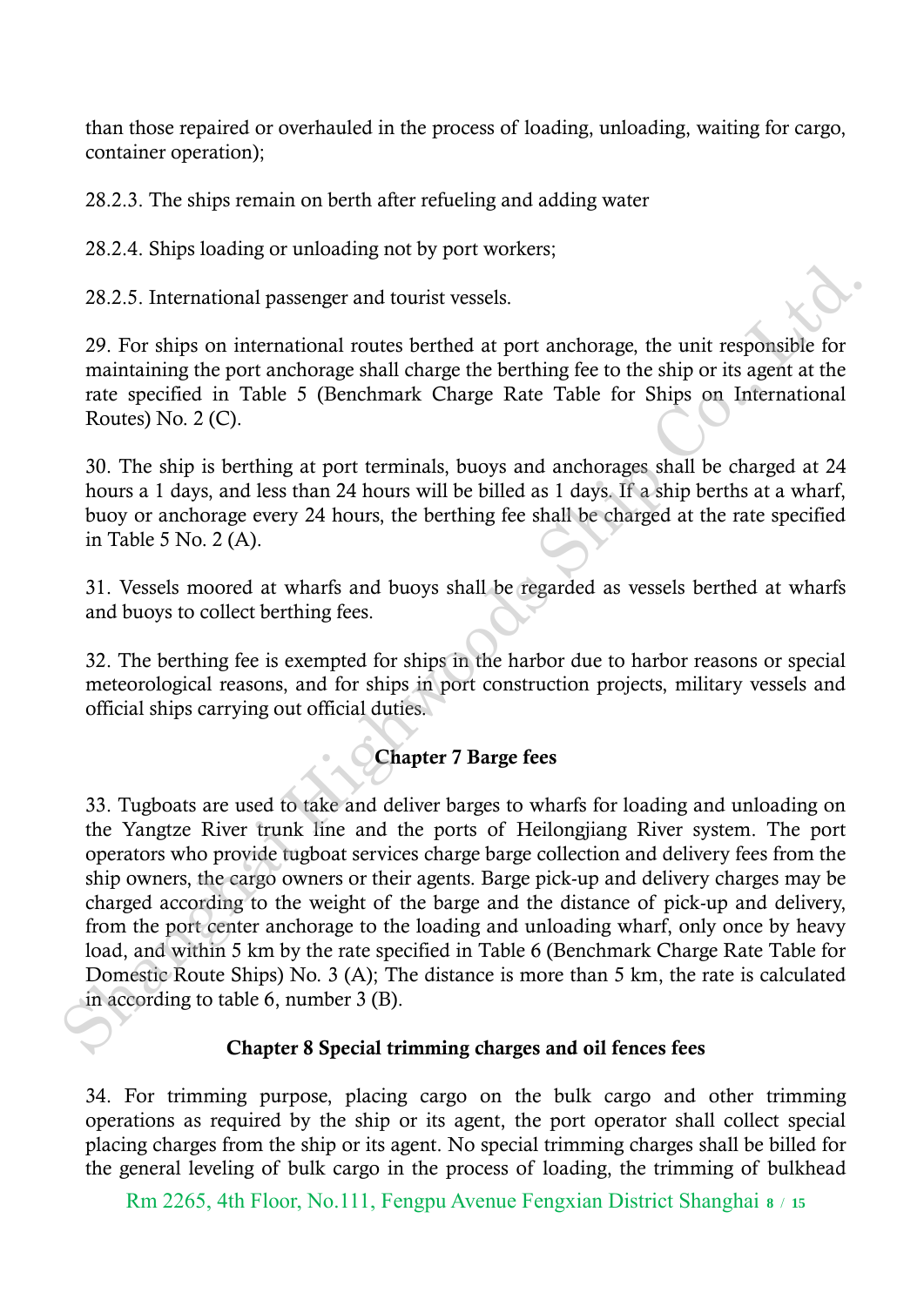than those repaired or overhauled in the process of loading, unloading, waiting for cargo, container operation);

28.2.3. The ships remain on berth after refueling and adding water

28.2.4. Ships loading or unloading not by port workers;

28.2.5. International passenger and tourist vessels.

29. For ships on international routes berthed at port anchorage, the unit responsible for maintaining the port anchorage shall charge the berthing fee to the ship or its agent at the rate specified in Table 5 (Benchmark Charge Rate Table for Ships on International Routes) No. 2 (C).

30. The ship is berthing at port terminals, buoys and anchorages shall be charged at 24 hours a 1 days, and less than 24 hours will be billed as 1 days. If a ship berths at a wharf, buoy or anchorage every 24 hours, the berthing fee shall be charged at the rate specified in Table 5 No. 2 (A).

31. Vessels moored at wharfs and buoys shall be regarded as vessels berthed at wharfs and buoys to collect berthing fees.

32. The berthing fee is exempted for ships in the harbor due to harbor reasons or special meteorological reasons, and for ships in port construction projects, military vessels and official ships carrying out official duties.

## Chapter 7 Barge fees

33. Tugboats are used to take and deliver barges to wharfs for loading and unloading on the Yangtze River trunk line and the ports of Heilongjiang River system. The port operators who provide tugboat services charge barge collection and delivery fees from the ship owners, the cargo owners or their agents. Barge pick-up and delivery charges may be charged according to the weight of the barge and the distance of pick-up and delivery, from the port center anchorage to the loading and unloading wharf, only once by heavy load, and within 5 km by the rate specified in Table 6 (Benchmark Charge Rate Table for Domestic Route Ships) No. 3 (A); The distance is more than 5 km, the rate is calculated in according to table 6, number 3 (B).

## Chapter 8 Special trimming charges and oil fences fees

34. For trimming purpose, placing cargo on the bulk cargo and other trimming operations as required by the ship or its agent, the port operator shall collect special placing charges from the ship or its agent. No special trimming charges shall be billed for the general leveling of bulk cargo in the process of loading, the trimming of bulkhead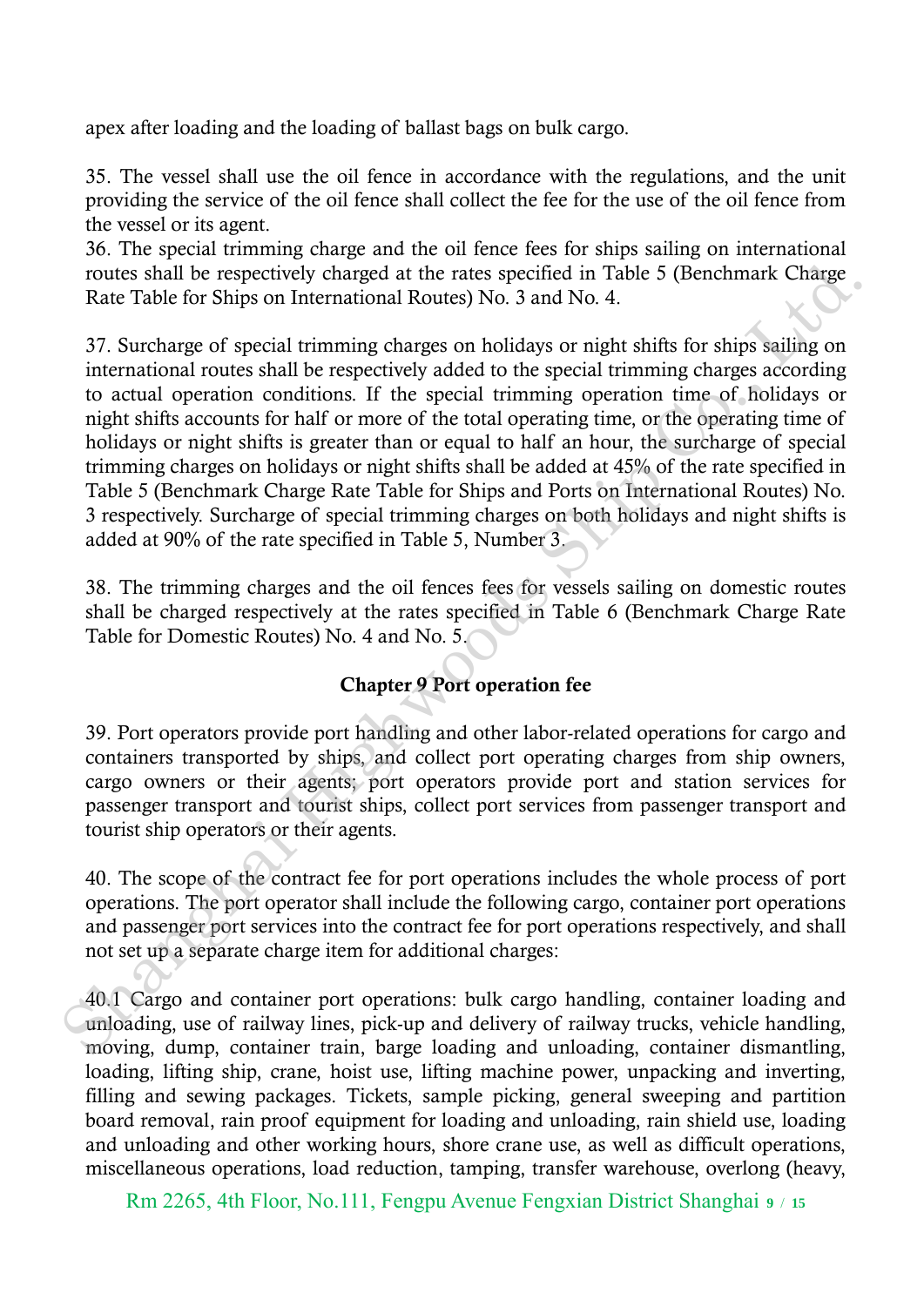apex after loading and the loading of ballast bags on bulk cargo.

35. The vessel shall use the oil fence in accordance with the regulations, and the unit providing the service of the oil fence shall collect the fee for the use of the oil fence from the vessel or its agent.
36. The special trimming charge and the oil fence fees for ships sailing on international routes shall be respectively charged at the rates specified in Table 5 (Benchmark Charge Rate Table for Ships on International Routes) No. 3 and No. 4.

37. Surcharge of special trimming charges on holidays or night shifts for ships sailing on international routes shall be respectively added to the special trimming charges according to actual operation conditions. If the special trimming operation time of holidays or night shifts accounts for half or more of the total operating time, or the operating time of holidays or night shifts is greater than or equal to half an hour, the surcharge of special trimming charges on holidays or night shifts shall be added at 45% of the rate specified in Table 5 (Benchmark Charge Rate Table for Ships and Ports on International Routes) No. 3 respectively. Surcharge of special trimming charges on both holidays and night shifts is added at 90% of the rate specified in Table 5, Number 3.

38. The trimming charges and the oil fences fees for vessels sailing on domestic routes shall be charged respectively at the rates specified in Table 6 (Benchmark Charge Rate Table for Domestic Routes) No. 4 and No. 5.

## Chapter 9 Port operation fee

39. Port operators provide port handling and other labor-related operations for cargo and containers transported by ships, and collect port operating charges from ship owners, cargo owners or their agents; port operators provide port and station services for passenger transport and tourist ships, collect port services from passenger transport and tourist ship operators or their agents.

40. The scope of the contract fee for port operations includes the whole process of port operations. The port operator shall include the following cargo, container port operations and passenger port services into the contract fee for port operations respectively, and shall not set up a separate charge item for additional charges:

40.1 Cargo and container port operations: bulk cargo handling, container loading and unloading, use of railway lines, pick-up and delivery of railway trucks, vehicle handling, moving, dump, container train, barge loading and unloading, container dismantling, loading, lifting ship, crane, hoist use, lifting machine power, unpacking and inverting, filling and sewing packages. Tickets, sample picking, general sweeping and partition board removal, rain proof equipment for loading and unloading, rain shield use, loading and unloading and other working hours, shore crane use, as well as difficult operations, miscellaneous operations, load reduction, tamping, transfer warehouse, overlong (heavy,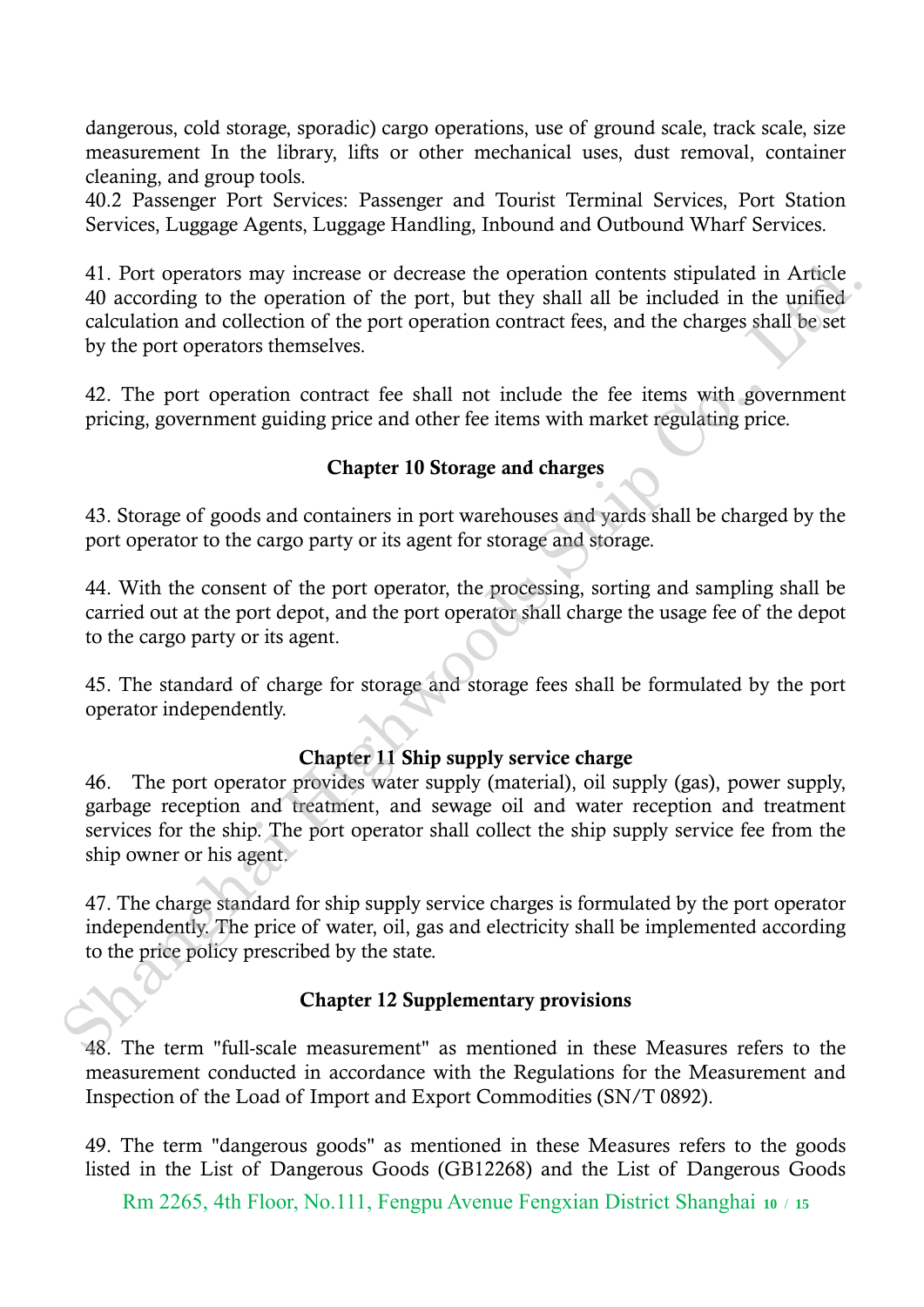dangerous, cold storage, sporadic) cargo operations, use of ground scale, track scale, size measurement In the library, lifts or other mechanical uses, dust removal, container cleaning, and group tools.

40.2 Passenger Port Services: Passenger and Tourist Terminal Services, Port Station Services, Luggage Agents, Luggage Handling, Inbound and Outbound Wharf Services.

41. Port operators may increase or decrease the operation contents stipulated in Article 40 according to the operation of the port, but they shall all be included in the unified calculation and collection of the port operation contract fees, and the charges shall be set by the port operators themselves.

42. The port operation contract fee shall not include the fee items with government pricing, government guiding price and other fee items with market regulating price.

## Chapter 10 Storage and charges

43. Storage of goods and containers in port warehouses and yards shall be charged by the port operator to the cargo party or its agent for storage and storage.

44. With the consent of the port operator, the processing, sorting and sampling shall be carried out at the port depot, and the port operator shall charge the usage fee of the depot to the cargo party or its agent.

45. The standard of charge for storage and storage fees shall be formulated by the port operator independently.

## Chapter 11 Ship supply service charge

46. The port operator provides water supply (material), oil supply (gas), power supply, garbage reception and treatment, and sewage oil and water reception and treatment services for the ship. The port operator shall collect the ship supply service fee from the ship owner or his agent.

47. The charge standard for ship supply service charges is formulated by the port operator independently. The price of water, oil, gas and electricity shall be implemented according to the price policy prescribed by the state.

## Chapter 12 Supplementary provisions

48. The term "full-scale measurement" as mentioned in these Measures refers to the measurement conducted in accordance with the Regulations for the Measurement and Inspection of the Load of Import and Export Commodities (SN/T 0892).

49. The term "dangerous goods" as mentioned in these Measures refers to the goods listed in the List of Dangerous Goods (GB12268) and the List of Dangerous Goods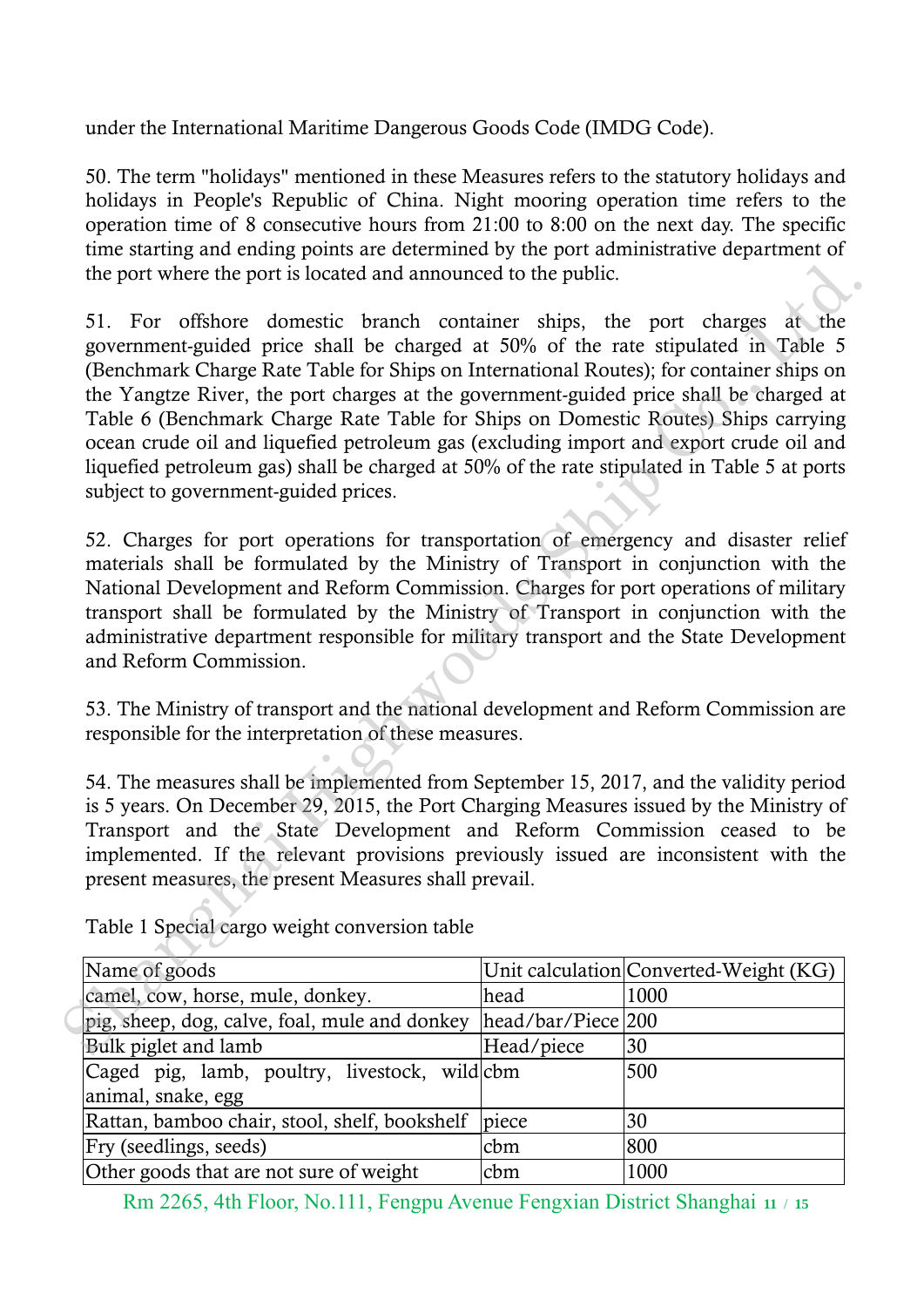under the International Maritime Dangerous Goods Code (IMDG Code).

50. The term "holidays" mentioned in these Measures refers to the statutory holidays and holidays in People's Republic of China. Night mooring operation time refers to the operation time of 8 consecutive hours from 21:00 to 8:00 on the next day. The specific time starting and ending points are determined by the port administrative department of the port where the port is located and announced to the public.

51. For offshore domestic branch container ships, the port charges at the government-guided price shall be charged at 50% of the rate stipulated in Table 5 (Benchmark Charge Rate Table for Ships on International Routes); for container ships on the Yangtze River, the port charges at the government-guided price shall be charged at Table 6 (Benchmark Charge Rate Table for Ships on Domestic Routes) Ships carrying ocean crude oil and liquefied petroleum gas (excluding import and export crude oil and liquefied petroleum gas) shall be charged at 50% of the rate stipulated in Table 5 at ports subject to government-guided prices.

52. Charges for port operations for transportation of emergency and disaster relief materials shall be formulated by the Ministry of Transport in conjunction with the National Development and Reform Commission. Charges for port operations of military transport shall be formulated by the Ministry of Transport in conjunction with the administrative department responsible for military transport and the State Development and Reform Commission.

53. The Ministry of transport and the national development and Reform Commission are responsible for the interpretation of these measures.

54. The measures shall be implemented from September 15, 2017, and the validity period is 5 years. On December 29, 2015, the Port Charging Measures issued by the Ministry of Transport and the State Development and Reform Commission ceased to be implemented. If the relevant provisions previously issued are inconsistent with the present measures, the present Measures shall prevail.

Table 1 Special cargo weight conversion table

| Name of goods | Unit calculation | Converted-Weight (KG) |
|---|---|---|
| camel, cow, horse, mule, donkey. | head | 1000 |
| pig, sheep, dog, calve, foal, mule and donkey | head/bar/Piece | 200 |
| Bulk piglet and lamb | Head/piece | 30 |
| Caged pig, lamb, poultry, livestock, wild animal, snake, egg | cbm | 500 |
| Rattan, bamboo chair, stool, shelf, bookshelf | piece | 30 |
| Fry (seedlings, seeds) | cbm | 800 |
| Other goods that are not sure of weight | cbm | 1000 |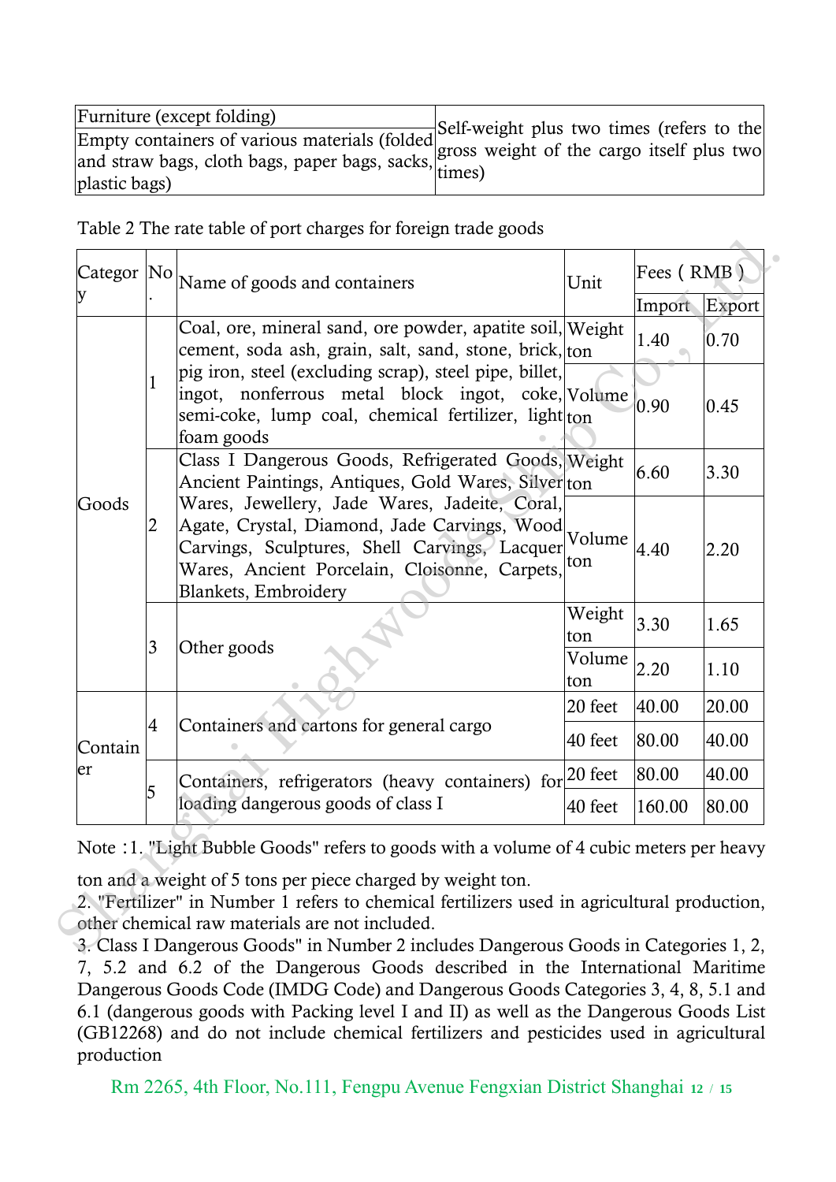| Furniture (except folding) | Self-weight plus two times (refers to the gross weight of the cargo itself plus two times) |
|---|---|
| Empty containers of various materials (folded and straw bags, cloth bags, paper bags, sacks, plastic bags) | |

Table 2 The rate table of port charges for foreign trade goods

| Category | No. | Name of goods and containers | Unit | Fees ( RMB ) | |
|---|---|---|---|---|---|
| | | | | Import | Export |
| Goods | 1 | Coal, ore, mineral sand, ore powder, apatite soil, cement, soda ash, grain, salt, sand, stone, brick, pig iron, steel (excluding scrap), steel pipe, billet, ingot, nonferrous metal block ingot, coke, semi-coke, lump coal, chemical fertilizer, light foam goods | Weight ton | 1.40 | 0.70 |
| | | | Volume ton | 0.90 | 0.45 |
| | 2 | Class I Dangerous Goods, Refrigerated Goods, Ancient Paintings, Antiques, Gold Wares, Silver Wares, Jewellery, Jade Wares, Jadeite, Coral, Agate, Crystal, Diamond, Jade Carvings, Wood Carvings, Sculptures, Shell Carvings, Lacquer Wares, Ancient Porcelain, Cloisonne, Carpets, Blankets, Embroidery | Weight ton | 6.60 | 3.30 |
| | | | Volume ton | 4.40 | 2.20 |
| | 3 | Other goods | Weight ton | 3.30 | 1.65 |
| | | | Volume ton | 2.20 | 1.10 |
| Container | 4 | Containers and cartons for general cargo | 20 feet | 40.00 | 20.00 |
| | | | 40 feet | 80.00 | 40.00 |
| | 5 | Containers, refrigerators (heavy containers) for loading dangerous goods of class I | 20 feet | 80.00 | 40.00 |
| | | | 40 feet | 160.00 | 80.00 |

Note :1. "Light Bubble Goods" refers to goods with a volume of 4 cubic meters per heavy ton and a weight of 5 tons per piece charged by weight ton.

2. "Fertilizer" in Number 1 refers to chemical fertilizers used in agricultural production, other chemical raw materials are not included.

3. Class I Dangerous Goods" in Number 2 includes Dangerous Goods in Categories 1, 2, 7, 5.2 and 6.2 of the Dangerous Goods described in the International Maritime Dangerous Goods Code (IMDG Code) and Dangerous Goods Categories 3, 4, 8, 5.1 and 6.1 (dangerous goods with Packing level I and II) as well as the Dangerous Goods List (GB12268) and do not include chemical fertilizers and pesticides used in agricultural production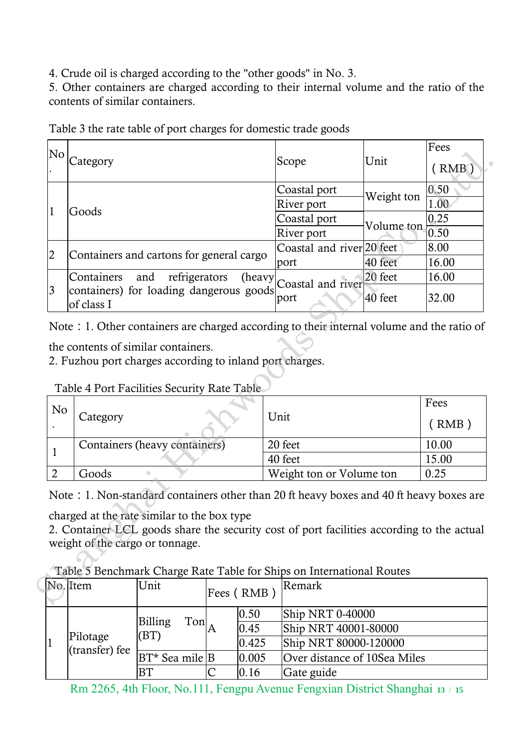4. Crude oil is charged according to the "other goods" in No. 3.
5. Other containers are charged according to their internal volume and the ratio of the contents of similar containers.

Table 3 the rate table of port charges for domestic trade goods

| No. | Category | Scope | Unit | Fees（RMB） |
|---|---|---|---|---|
| 1 | Goods | Coastal port | Weight ton | 0.50 |
| | | River port | | 1.00 |
| | | Coastal port | Volume ton | 0.25 |
| | | River port | | 0.50 |
| 2 | Containers and cartons for general cargo | Coastal and river port | 20 feet | 8.00 |
| | | | 40 feet | 16.00 |
| 3 | Containers and refrigerators (heavy containers) for loading dangerous goods of class I | Coastal and river port | 20 feet | 16.00 |
| | | | 40 feet | 32.00 |

Note：1. Other containers are charged according to their internal volume and the ratio of the contents of similar containers.
2. Fuzhou port charges according to inland port charges.

Table 4 Port Facilities Security Rate Table

| No. | Category | Unit | Fees（RMB） |
|---|---|---|---|
| 1 | Containers (heavy containers) | 20 feet | 10.00 |
| | | 40 feet | 15.00 |
| 2 | Goods | Weight ton or Volume ton | 0.25 |

Note：1. Non-standard containers other than 20 ft heavy boxes and 40 ft heavy boxes are charged at the rate similar to the box type
2. Container LCL goods share the security cost of port facilities according to the actual weight of the cargo or tonnage.

Table 5 Benchmark Charge Rate Table for Ships on International Routes

| No. | Item | Unit | Fees（RMB） | | Remark |
|---|---|---|---|---|---|
| 1 | Pilotage (transfer) fee | Billing Ton (BT) | A | 0.50 | Ship NRT 0-40000 |
| | | | | 0.45 | Ship NRT 40001-80000 |
| | | | | 0.425 | Ship NRT 80000-120000 |
| | | BT* Sea mile | B | 0.005 | Over distance of 10Sea Miles |
| | | BT | C | 0.16 | Gate guide |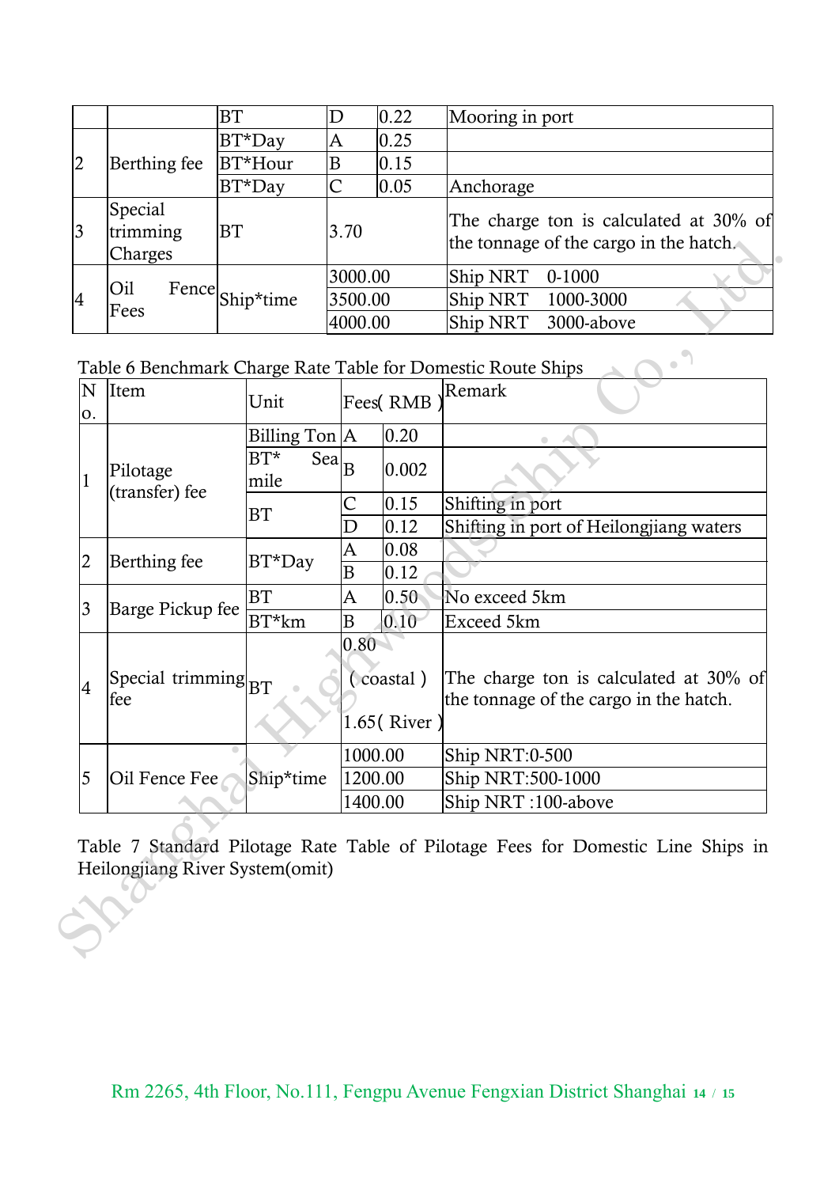| | | BT | D | 0.22 | Mooring in port |
|---|---|---|---|---|---|
| 2 | Berthing fee | BT*Day | A | 0.25 | |
| | | BT*Hour | B | 0.15 | |
| | | BT*Day | C | 0.05 | Anchorage |
| 3 | Special trimming Charges | BT | 3.70 | | The charge ton is calculated at 30% of the tonnage of the cargo in the hatch. |
| 4 | Oil Fence Fees | Ship*time | 3000.00 | | Ship NRT 0-1000 |
| | | | 3500.00 | | Ship NRT 1000-3000 |
| | | | 4000.00 | | Ship NRT 3000-above |

Table 6 Benchmark Charge Rate Table for Domestic Route Ships

| No. | Item | Unit | Fees( RMB ) | | Remark |
|---|---|---|---|---|---|
| 1 | Pilotage (transfer) fee | Billing Ton | A | 0.20 | |
| | | BT* Sea mile | B | 0.002 | |
| | | BT | C | 0.15 | Shifting in port |
| | | | D | 0.12 | Shifting in port of Heilongjiang waters |
| 2 | Berthing fee | BT*Day | A | 0.08 | |
| | | | B | 0.12 | |
| 3 | Barge Pickup fee | BT | A | 0.50 | No exceed 5km |
| | | BT*km | B | 0.10 | Exceed 5km |
| 4 | Special trimming fee | BT | 0.80 ( coastal ) 1.65( River ) | | The charge ton is calculated at 30% of the tonnage of the cargo in the hatch. |
| 5 | Oil Fence Fee | Ship*time | 1000.00 | | Ship NRT:0-500 |
| | | | 1200.00 | | Ship NRT:500-1000 |
| | | | 1400.00 | | Ship NRT :100-above |

Table 7 Standard Pilotage Rate Table of Pilotage Fees for Domestic Line Ships in Heilongjiang River System(omit)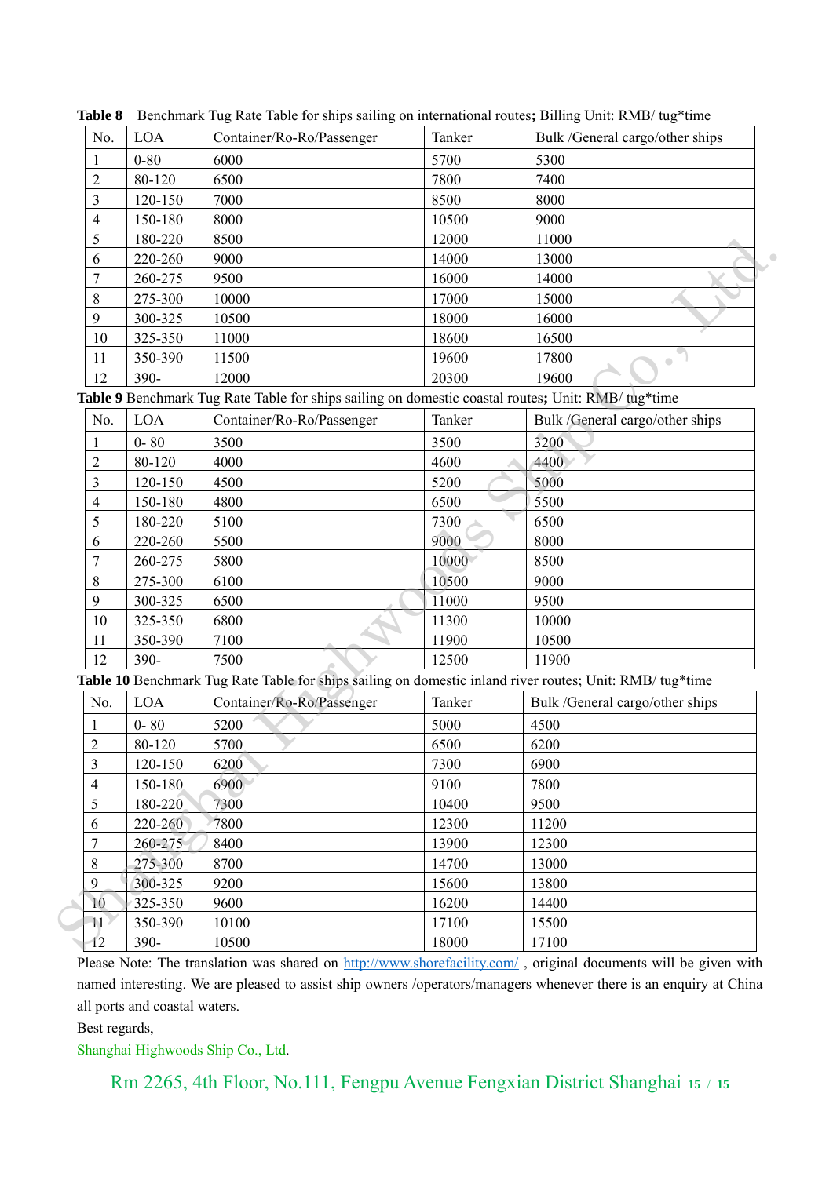**Table 8** Benchmark Tug Rate Table for ships sailing on international routes**;** Billing Unit: RMB/ tug*time

| No. | LOA | Container/Ro-Ro/Passenger | Tanker | Bulk /General cargo/other ships |
|---|---|---|---|---|
| 1 | 0-80 | 6000 | 5700 | 5300 |
| 2 | 80-120 | 6500 | 7800 | 7400 |
| 3 | 120-150 | 7000 | 8500 | 8000 |
| 4 | 150-180 | 8000 | 10500 | 9000 |
| 5 | 180-220 | 8500 | 12000 | 11000 |
| 6 | 220-260 | 9000 | 14000 | 13000 |
| 7 | 260-275 | 9500 | 16000 | 14000 |
| 8 | 275-300 | 10000 | 17000 | 15000 |
| 9 | 300-325 | 10500 | 18000 | 16000 |
| 10 | 325-350 | 11000 | 18600 | 16500 |
| 11 | 350-390 | 11500 | 19600 | 17800 |
| 12 | 390- | 12000 | 20300 | 19600 |

**Table 9** Benchmark Tug Rate Table for ships sailing on domestic coastal routes**;** Unit: RMB/ tug*time

| No. | LOA | Container/Ro-Ro/Passenger | Tanker | Bulk /General cargo/other ships |
|---|---|---|---|---|
| 1 | 0- 80 | 3500 | 3500 | 3200 |
| 2 | 80-120 | 4000 | 4600 | 4400 |
| 3 | 120-150 | 4500 | 5200 | 5000 |
| 4 | 150-180 | 4800 | 6500 | 5500 |
| 5 | 180-220 | 5100 | 7300 | 6500 |
| 6 | 220-260 | 5500 | 9000 | 8000 |
| 7 | 260-275 | 5800 | 10000 | 8500 |
| 8 | 275-300 | 6100 | 10500 | 9000 |
| 9 | 300-325 | 6500 | 11000 | 9500 |
| 10 | 325-350 | 6800 | 11300 | 10000 |
| 11 | 350-390 | 7100 | 11900 | 10500 |
| 12 | 390- | 7500 | 12500 | 11900 |

**Table 10** Benchmark Tug Rate Table for ships sailing on domestic inland river routes; Unit: RMB/ tug*time

| No. | LOA | Container/Ro-Ro/Passenger | Tanker | Bulk /General cargo/other ships |
|---|---|---|---|---|
| 1 | 0- 80 | 5200 | 5000 | 4500 |
| 2 | 80-120 | 5700 | 6500 | 6200 |
| 3 | 120-150 | 6200 | 7300 | 6900 |
| 4 | 150-180 | 6900 | 9100 | 7800 |
| 5 | 180-220 | 7300 | 10400 | 9500 |
| 6 | 220-260 | 7800 | 12300 | 11200 |
| 7 | 260-275 | 8400 | 13900 | 12300 |
| 8 | 275-300 | 8700 | 14700 | 13000 |
| 9 | 300-325 | 9200 | 15600 | 13800 |
| 10 | 325-350 | 9600 | 16200 | 14400 |
| 11 | 350-390 | 10100 | 17100 | 15500 |
| 12 | 390- | 10500 | 18000 | 17100 |

Please Note: The translation was shared on http://www.shorefacility.com/ , original documents will be given with named interesting. We are pleased to assist ship owners /operators/managers whenever there is an enquiry at China all ports and coastal waters.

Best regards,

Shanghai Highwoods Ship Co., Ltd.

Rm 2265, 4th Floor, No.111, Fengpu Avenue Fengxian District Shanghai